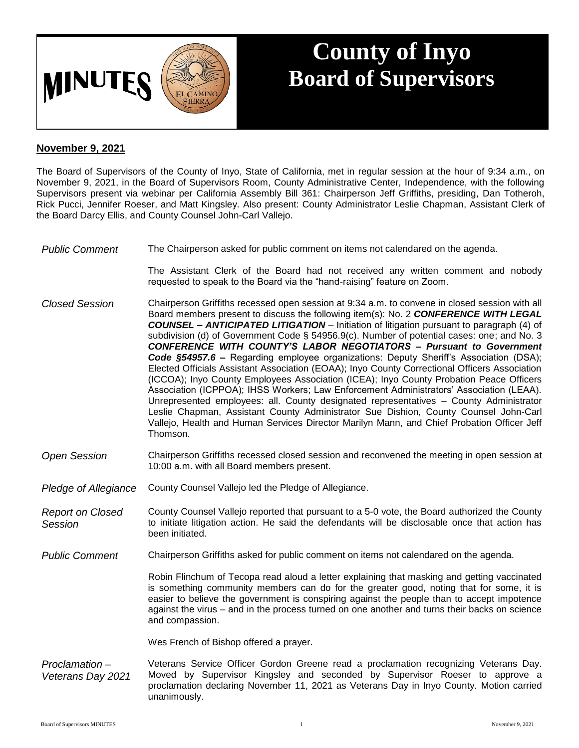# MINUTES

# County of Inyo Board of Supervisors

**November 9, 2021**

The Board of Supervisors of the County of Inyo, State of California, met in regular session at the hour of 9:34 a.m., on November 9, 2021, in the Board of Supervisors Room, County Administrative Center, Independence, with the following Supervisors present via webinar per California Assembly Bill 361: Chairperson Jeff Griffiths, presiding, Dan Totheroh, Rick Pucci, Jennifer Roeser, and Matt Kingsley. Also present: County Administrator Leslie Chapman, Assistant Clerk of the Board Darcy Ellis, and County Counsel John-Carl Vallejo.

*Public Comment*

The Chairperson asked for public comment on items not calendared on the agenda.

The Assistant Clerk of the Board had not received any written comment and nobody requested to speak to the Board via the "hand-raising" feature on Zoom.

*Closed Session*

Chairperson Griffiths recessed open session at 9:34 a.m. to convene in closed session with all Board members present to discuss the following item(s): No. 2 ***CONFERENCE WITH LEGAL COUNSEL – ANTICIPATED LITIGATION*** – Initiation of litigation pursuant to paragraph (4) of subdivision (d) of Government Code § 54956.9(c). Number of potential cases: one; and No. 3 ***CONFERENCE WITH COUNTY'S LABOR NEGOTIATORS – Pursuant to Government Code §54957.6 –*** Regarding employee organizations: Deputy Sheriff's Association (DSA); Elected Officials Assistant Association (EOAA); Inyo County Correctional Officers Association (ICCOA); Inyo County Employees Association (ICEA); Inyo County Probation Peace Officers Association (ICPPOA); IHSS Workers; Law Enforcement Administrators' Association (LEAA). Unrepresented employees: all. County designated representatives – County Administrator Leslie Chapman, Assistant County Administrator Sue Dishion, County Counsel John-Carl Vallejo, Health and Human Services Director Marilyn Mann, and Chief Probation Officer Jeff Thomson.

*Open Session*

Chairperson Griffiths recessed closed session and reconvened the meeting in open session at 10:00 a.m. with all Board members present.

*Pledge of Allegiance*

County Counsel Vallejo led the Pledge of Allegiance.

*Report on Closed Session*

County Counsel Vallejo reported that pursuant to a 5-0 vote, the Board authorized the County to initiate litigation action. He said the defendants will be disclosable once that action has been initiated.

*Public Comment*

Chairperson Griffiths asked for public comment on items not calendared on the agenda.

Robin Flinchum of Tecopa read aloud a letter explaining that masking and getting vaccinated is something community members can do for the greater good, noting that for some, it is easier to believe the government is conspiring against the people than to accept impotence against the virus – and in the process turned on one another and turns their backs on science and compassion.

Wes French of Bishop offered a prayer.

*Proclamation – Veterans Day 2021*

Veterans Service Officer Gordon Greene read a proclamation recognizing Veterans Day. Moved by Supervisor Kingsley and seconded by Supervisor Roeser to approve a proclamation declaring November 11, 2021 as Veterans Day in Inyo County. Motion carried unanimously.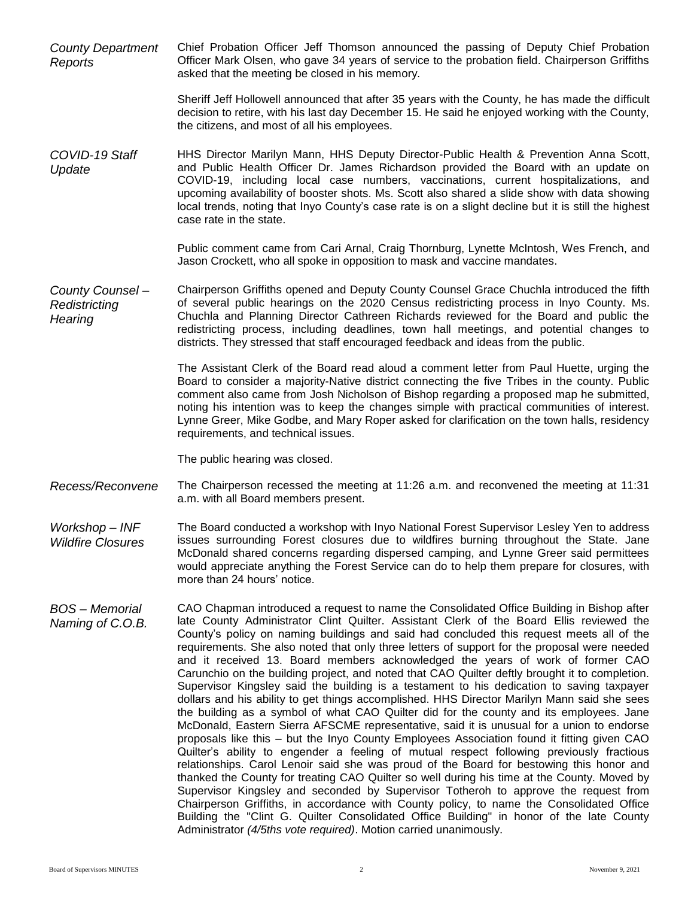*County Department Reports*

Chief Probation Officer Jeff Thomson announced the passing of Deputy Chief Probation Officer Mark Olsen, who gave 34 years of service to the probation field. Chairperson Griffiths asked that the meeting be closed in his memory.

Sheriff Jeff Hollowell announced that after 35 years with the County, he has made the difficult decision to retire, with his last day December 15. He said he enjoyed working with the County, the citizens, and most of all his employees.

*COVID-19 Staff Update*

HHS Director Marilyn Mann, HHS Deputy Director-Public Health & Prevention Anna Scott, and Public Health Officer Dr. James Richardson provided the Board with an update on COVID-19, including local case numbers, vaccinations, current hospitalizations, and upcoming availability of booster shots. Ms. Scott also shared a slide show with data showing local trends, noting that Inyo County's case rate is on a slight decline but it is still the highest case rate in the state.

Public comment came from Cari Arnal, Craig Thornburg, Lynette McIntosh, Wes French, and Jason Crockett, who all spoke in opposition to mask and vaccine mandates.

*County Counsel – Redistricting Hearing*

Chairperson Griffiths opened and Deputy County Counsel Grace Chuchla introduced the fifth of several public hearings on the 2020 Census redistricting process in Inyo County. Ms. Chuchla and Planning Director Cathreen Richards reviewed for the Board and public the redistricting process, including deadlines, town hall meetings, and potential changes to districts. They stressed that staff encouraged feedback and ideas from the public.

The Assistant Clerk of the Board read aloud a comment letter from Paul Huette, urging the Board to consider a majority-Native district connecting the five Tribes in the county. Public comment also came from Josh Nicholson of Bishop regarding a proposed map he submitted, noting his intention was to keep the changes simple with practical communities of interest. Lynne Greer, Mike Godbe, and Mary Roper asked for clarification on the town halls, residency requirements, and technical issues.

The public hearing was closed.

*Recess/Reconvene*

The Chairperson recessed the meeting at 11:26 a.m. and reconvened the meeting at 11:31 a.m. with all Board members present.

*Workshop – INF Wildfire Closures*

The Board conducted a workshop with Inyo National Forest Supervisor Lesley Yen to address issues surrounding Forest closures due to wildfires burning throughout the State. Jane McDonald shared concerns regarding dispersed camping, and Lynne Greer said permittees would appreciate anything the Forest Service can do to help them prepare for closures, with more than 24 hours' notice.

*BOS – Memorial Naming of C.O.B.*

CAO Chapman introduced a request to name the Consolidated Office Building in Bishop after late County Administrator Clint Quilter. Assistant Clerk of the Board Ellis reviewed the County's policy on naming buildings and said had concluded this request meets all of the requirements. She also noted that only three letters of support for the proposal were needed and it received 13. Board members acknowledged the years of work of former CAO Carunchio on the building project, and noted that CAO Quilter deftly brought it to completion. Supervisor Kingsley said the building is a testament to his dedication to saving taxpayer dollars and his ability to get things accomplished. HHS Director Marilyn Mann said she sees the building as a symbol of what CAO Quilter did for the county and its employees. Jane McDonald, Eastern Sierra AFSCME representative, said it is unusual for a union to endorse proposals like this – but the Inyo County Employees Association found it fitting given CAO Quilter's ability to engender a feeling of mutual respect following previously fractious relationships. Carol Lenoir said she was proud of the Board for bestowing this honor and thanked the County for treating CAO Quilter so well during his time at the County. Moved by Supervisor Kingsley and seconded by Supervisor Totheroh to approve the request from Chairperson Griffiths, in accordance with County policy, to name the Consolidated Office Building the "Clint G. Quilter Consolidated Office Building" in honor of the late County Administrator *(4/5ths vote required)*. Motion carried unanimously.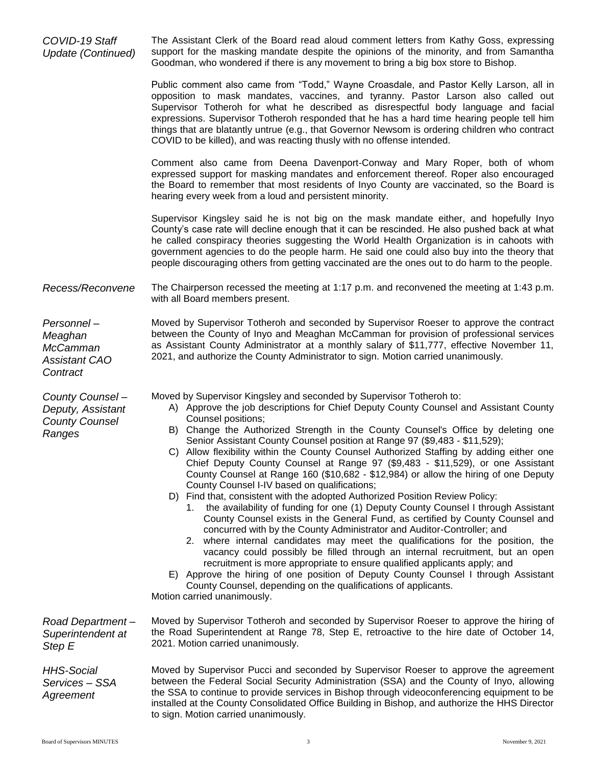*COVID-19 Staff Update (Continued)*

The Assistant Clerk of the Board read aloud comment letters from Kathy Goss, expressing support for the masking mandate despite the opinions of the minority, and from Samantha Goodman, who wondered if there is any movement to bring a big box store to Bishop.

Public comment also came from "Todd," Wayne Croasdale, and Pastor Kelly Larson, all in opposition to mask mandates, vaccines, and tyranny. Pastor Larson also called out Supervisor Totheroh for what he described as disrespectful body language and facial expressions. Supervisor Totheroh responded that he has a hard time hearing people tell him things that are blatantly untrue (e.g., that Governor Newsom is ordering children who contract COVID to be killed), and was reacting thusly with no offense intended.

Comment also came from Deena Davenport-Conway and Mary Roper, both of whom expressed support for masking mandates and enforcement thereof. Roper also encouraged the Board to remember that most residents of Inyo County are vaccinated, so the Board is hearing every week from a loud and persistent minority.

Supervisor Kingsley said he is not big on the mask mandate either, and hopefully Inyo County's case rate will decline enough that it can be rescinded. He also pushed back at what he called conspiracy theories suggesting the World Health Organization is in cahoots with government agencies to do the people harm. He said one could also buy into the theory that people discouraging others from getting vaccinated are the ones out to do harm to the people.

*Recess/Reconvene*

The Chairperson recessed the meeting at 1:17 p.m. and reconvened the meeting at 1:43 p.m. with all Board members present.

*Personnel – Meaghan McCamman Assistant CAO Contract*

Moved by Supervisor Totheroh and seconded by Supervisor Roeser to approve the contract between the County of Inyo and Meaghan McCamman for provision of professional services as Assistant County Administrator at a monthly salary of $11,777, effective November 11, 2021, and authorize the County Administrator to sign. Motion carried unanimously.

*County Counsel – Deputy, Assistant County Counsel Ranges*

Moved by Supervisor Kingsley and seconded by Supervisor Totheroh to:

A) Approve the job descriptions for Chief Deputy County Counsel and Assistant County Counsel positions;
B) Change the Authorized Strength in the County Counsel's Office by deleting one Senior Assistant County Counsel position at Range 97 ($9,483 - $11,529);
C) Allow flexibility within the County Counsel Authorized Staffing by adding either one Chief Deputy County Counsel at Range 97 ($9,483 - $11,529), or one Assistant County Counsel at Range 160 ($10,682 - $12,984) or allow the hiring of one Deputy County Counsel I-IV based on qualifications;
D) Find that, consistent with the adopted Authorized Position Review Policy:
   1. the availability of funding for one (1) Deputy County Counsel I through Assistant County Counsel exists in the General Fund, as certified by County Counsel and concurred with by the County Administrator and Auditor-Controller; and
   2. where internal candidates may meet the qualifications for the position, the vacancy could possibly be filled through an internal recruitment, but an open recruitment is more appropriate to ensure qualified applicants apply; and
E) Approve the hiring of one position of Deputy County Counsel I through Assistant County Counsel, depending on the qualifications of applicants.

Motion carried unanimously.

*Road Department – Superintendent at Step E*

Moved by Supervisor Totheroh and seconded by Supervisor Roeser to approve the hiring of the Road Superintendent at Range 78, Step E, retroactive to the hire date of October 14, 2021. Motion carried unanimously.

*HHS-Social Services – SSA Agreement*

Moved by Supervisor Pucci and seconded by Supervisor Roeser to approve the agreement between the Federal Social Security Administration (SSA) and the County of Inyo, allowing the SSA to continue to provide services in Bishop through videoconferencing equipment to be installed at the County Consolidated Office Building in Bishop, and authorize the HHS Director to sign. Motion carried unanimously.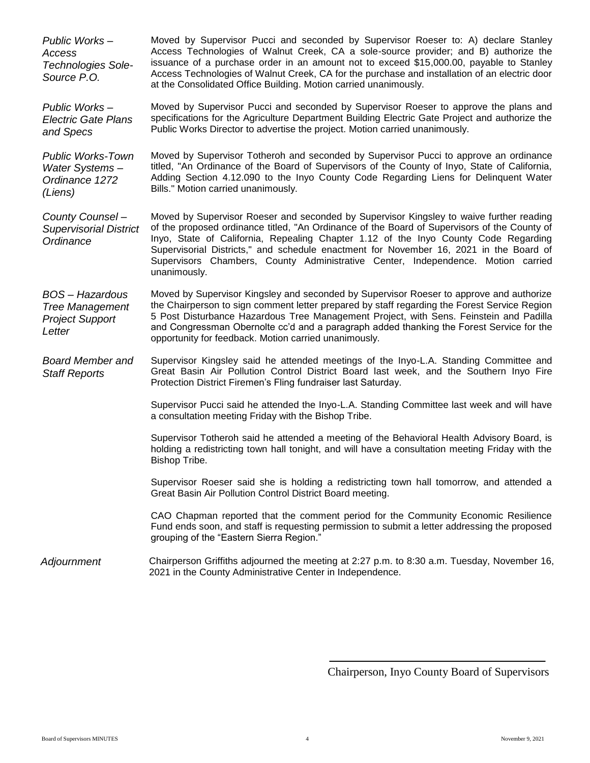*Public Works – Access Technologies Sole-Source P.O.*

Moved by Supervisor Pucci and seconded by Supervisor Roeser to: A) declare Stanley Access Technologies of Walnut Creek, CA a sole-source provider; and B) authorize the issuance of a purchase order in an amount not to exceed $15,000.00, payable to Stanley Access Technologies of Walnut Creek, CA for the purchase and installation of an electric door at the Consolidated Office Building. Motion carried unanimously.

*Public Works – Electric Gate Plans and Specs*

Moved by Supervisor Pucci and seconded by Supervisor Roeser to approve the plans and specifications for the Agriculture Department Building Electric Gate Project and authorize the Public Works Director to advertise the project. Motion carried unanimously.

*Public Works-Town Water Systems – Ordinance 1272 (Liens)*

Moved by Supervisor Totheroh and seconded by Supervisor Pucci to approve an ordinance titled, "An Ordinance of the Board of Supervisors of the County of Inyo, State of California, Adding Section 4.12.090 to the Inyo County Code Regarding Liens for Delinquent Water Bills." Motion carried unanimously.

*County Counsel – Supervisorial District Ordinance*

Moved by Supervisor Roeser and seconded by Supervisor Kingsley to waive further reading of the proposed ordinance titled, "An Ordinance of the Board of Supervisors of the County of Inyo, State of California, Repealing Chapter 1.12 of the Inyo County Code Regarding Supervisorial Districts," and schedule enactment for November 16, 2021 in the Board of Supervisors Chambers, County Administrative Center, Independence. Motion carried unanimously.

*BOS – Hazardous Tree Management Project Support Letter*

Moved by Supervisor Kingsley and seconded by Supervisor Roeser to approve and authorize the Chairperson to sign comment letter prepared by staff regarding the Forest Service Region 5 Post Disturbance Hazardous Tree Management Project, with Sens. Feinstein and Padilla and Congressman Obernolte cc'd and a paragraph added thanking the Forest Service for the opportunity for feedback. Motion carried unanimously.

*Board Member and Staff Reports*

Supervisor Kingsley said he attended meetings of the Inyo-L.A. Standing Committee and Great Basin Air Pollution Control District Board last week, and the Southern Inyo Fire Protection District Firemen's Fling fundraiser last Saturday.

Supervisor Pucci said he attended the Inyo-L.A. Standing Committee last week and will have a consultation meeting Friday with the Bishop Tribe.

Supervisor Totheroh said he attended a meeting of the Behavioral Health Advisory Board, is holding a redistricting town hall tonight, and will have a consultation meeting Friday with the Bishop Tribe.

Supervisor Roeser said she is holding a redistricting town hall tomorrow, and attended a Great Basin Air Pollution Control District Board meeting.

CAO Chapman reported that the comment period for the Community Economic Resilience Fund ends soon, and staff is requesting permission to submit a letter addressing the proposed grouping of the "Eastern Sierra Region."

*Adjournment*

Chairperson Griffiths adjourned the meeting at 2:27 p.m. to 8:30 a.m. Tuesday, November 16, 2021 in the County Administrative Center in Independence.

\_\_\_\_\_\_\_\_\_\_\_\_\_\_\_\_\_\_\_\_\_\_\_\_\_\_\_\_\_\_\_\_\_\_\_\_

Chairperson, Inyo County Board of Supervisors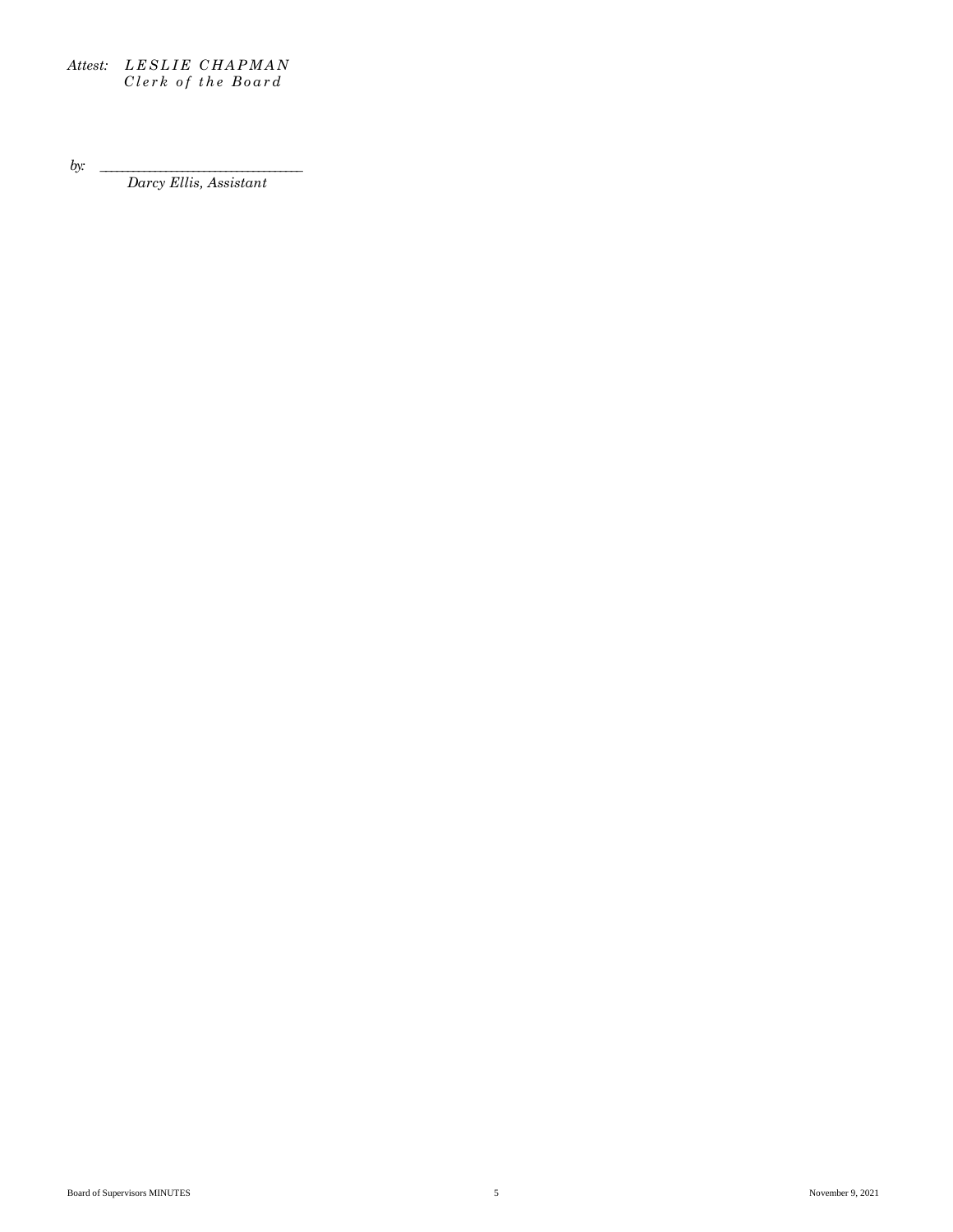*Attest: LESLIE CHAPMAN*
*Clerk of the Board*

*by:* ________________________________
*Darcy Ellis, Assistant*